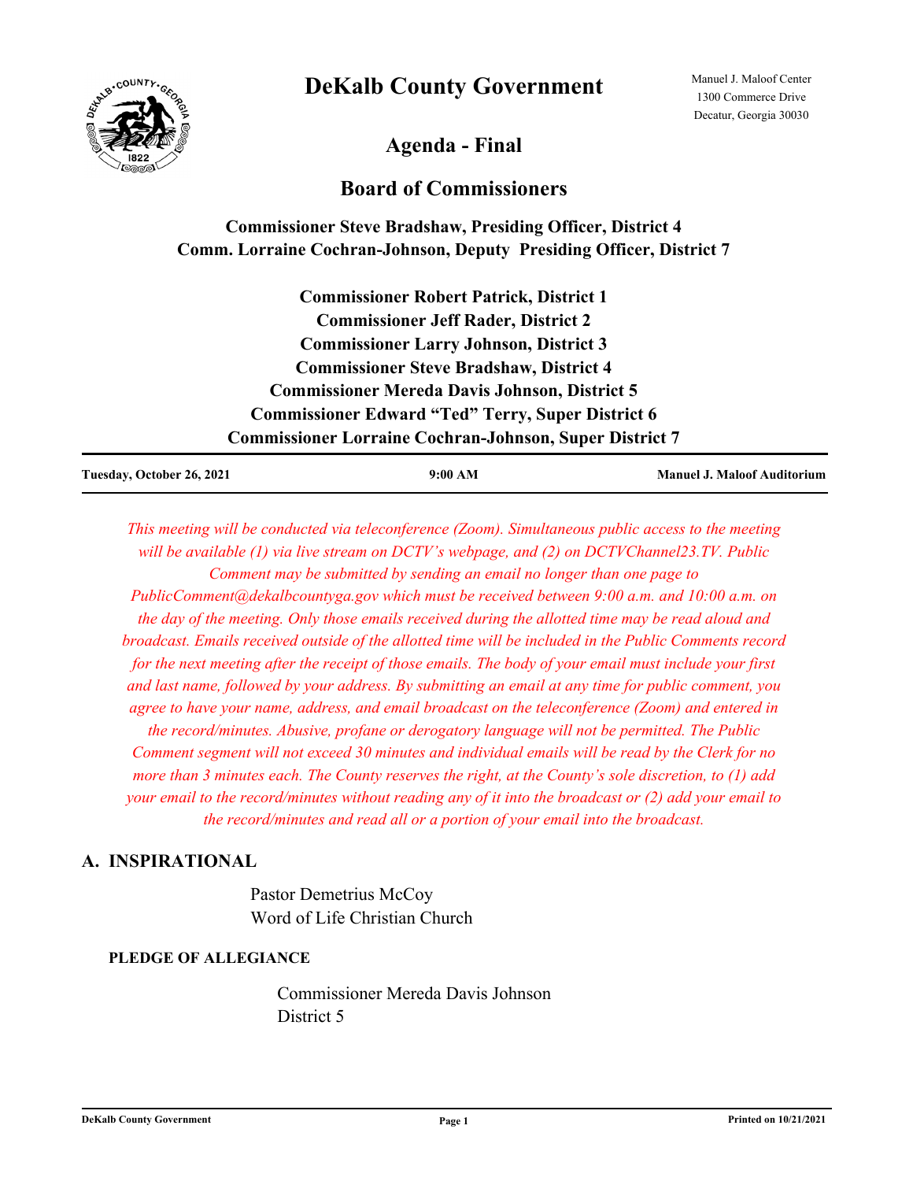# DeKalb County Government

Manuel J. Maloof Center
1300 Commerce Drive
Decatur, Georgia 30030

## Agenda - Final

## Board of Commissioners

**Commissioner Steve Bradshaw, Presiding Officer, District 4**
**Comm. Lorraine Cochran-Johnson, Deputy Presiding Officer, District 7**

**Commissioner Robert Patrick, District 1**
**Commissioner Jeff Rader, District 2**
**Commissioner Larry Johnson, District 3**
**Commissioner Steve Bradshaw, District 4**
**Commissioner Mereda Davis Johnson, District 5**
**Commissioner Edward "Ted" Terry, Super District 6**
**Commissioner Lorraine Cochran-Johnson, Super District 7**

**Tuesday, October 26, 2021** | **9:00 AM** | **Manuel J. Maloof Auditorium**

*This meeting will be conducted via teleconference (Zoom). Simultaneous public access to the meeting will be available (1) via live stream on DCTV's webpage, and (2) on DCTVChannel23.TV. Public Comment may be submitted by sending an email no longer than one page to PublicComment@dekalbcountyga.gov which must be received between 9:00 a.m. and 10:00 a.m. on the day of the meeting. Only those emails received during the allotted time may be read aloud and broadcast. Emails received outside of the allotted time will be included in the Public Comments record for the next meeting after the receipt of those emails. The body of your email must include your first and last name, followed by your address. By submitting an email at any time for public comment, you agree to have your name, address, and email broadcast on the teleconference (Zoom) and entered in the record/minutes. Abusive, profane or derogatory language will not be permitted. The Public Comment segment will not exceed 30 minutes and individual emails will be read by the Clerk for no more than 3 minutes each. The County reserves the right, at the County's sole discretion, to (1) add your email to the record/minutes without reading any of it into the broadcast or (2) add your email to the record/minutes and read all or a portion of your email into the broadcast.*

## A. INSPIRATIONAL

Pastor Demetrius McCoy
Word of Life Christian Church

### PLEDGE OF ALLEGIANCE

Commissioner Mereda Davis Johnson
District 5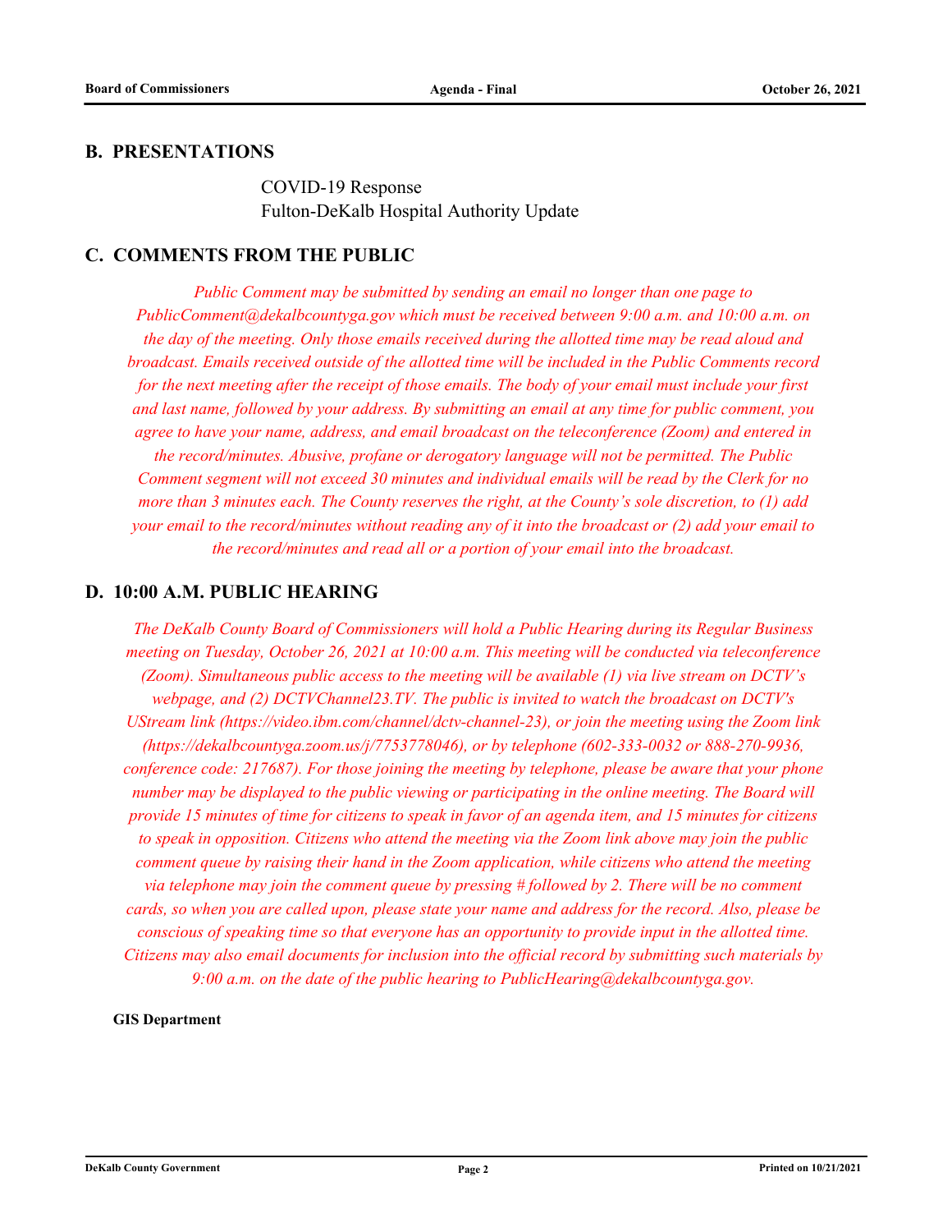## B. PRESENTATIONS

COVID-19 Response
Fulton-DeKalb Hospital Authority Update

## C. COMMENTS FROM THE PUBLIC

*Public Comment may be submitted by sending an email no longer than one page to PublicComment@dekalbcountyga.gov which must be received between 9:00 a.m. and 10:00 a.m. on the day of the meeting. Only those emails received during the allotted time may be read aloud and broadcast. Emails received outside of the allotted time will be included in the Public Comments record for the next meeting after the receipt of those emails. The body of your email must include your first and last name, followed by your address. By submitting an email at any time for public comment, you agree to have your name, address, and email broadcast on the teleconference (Zoom) and entered in the record/minutes. Abusive, profane or derogatory language will not be permitted. The Public Comment segment will not exceed 30 minutes and individual emails will be read by the Clerk for no more than 3 minutes each. The County reserves the right, at the County's sole discretion, to (1) add your email to the record/minutes without reading any of it into the broadcast or (2) add your email to the record/minutes and read all or a portion of your email into the broadcast.*

## D. 10:00 A.M. PUBLIC HEARING

*The DeKalb County Board of Commissioners will hold a Public Hearing during its Regular Business meeting on Tuesday, October 26, 2021 at 10:00 a.m. This meeting will be conducted via teleconference (Zoom). Simultaneous public access to the meeting will be available (1) via live stream on DCTV's webpage, and (2) DCTVChannel23.TV. The public is invited to watch the broadcast on DCTV's UStream link (https://video.ibm.com/channel/dctv-channel-23), or join the meeting using the Zoom link (https://dekalbcountyga.zoom.us/j/7753778046), or by telephone (602-333-0032 or 888-270-9936, conference code: 217687). For those joining the meeting by telephone, please be aware that your phone number may be displayed to the public viewing or participating in the online meeting. The Board will provide 15 minutes of time for citizens to speak in favor of an agenda item, and 15 minutes for citizens to speak in opposition. Citizens who attend the meeting via the Zoom link above may join the public comment queue by raising their hand in the Zoom application, while citizens who attend the meeting via telephone may join the comment queue by pressing # followed by 2. There will be no comment cards, so when you are called upon, please state your name and address for the record. Also, please be conscious of speaking time so that everyone has an opportunity to provide input in the allotted time. Citizens may also email documents for inclusion into the official record by submitting such materials by 9:00 a.m. on the date of the public hearing to PublicHearing@dekalbcountyga.gov.*

**GIS Department**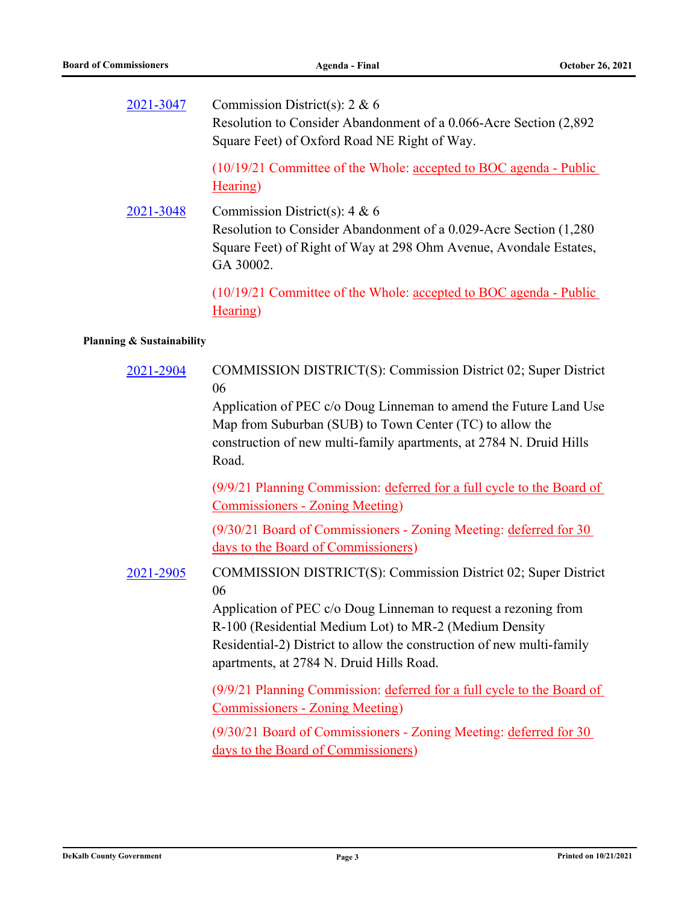2021-3047 Commission District(s): 2 & 6
Resolution to Consider Abandonment of a 0.066-Acre Section (2,892 Square Feet) of Oxford Road NE Right of Way.

(10/19/21 Committee of the Whole: accepted to BOC agenda - Public Hearing)

2021-3048 Commission District(s): 4 & 6
Resolution to Consider Abandonment of a 0.029-Acre Section (1,280 Square Feet) of Right of Way at 298 Ohm Avenue, Avondale Estates, GA 30002.

(10/19/21 Committee of the Whole: accepted to BOC agenda - Public Hearing)

**Planning & Sustainability**

2021-2904 COMMISSION DISTRICT(S): Commission District 02; Super District 06
Application of PEC c/o Doug Linneman to amend the Future Land Use Map from Suburban (SUB) to Town Center (TC) to allow the construction of new multi-family apartments, at 2784 N. Druid Hills Road.

(9/9/21 Planning Commission: deferred for a full cycle to the Board of Commissioners - Zoning Meeting)

(9/30/21 Board of Commissioners - Zoning Meeting: deferred for 30 days to the Board of Commissioners)

2021-2905 COMMISSION DISTRICT(S): Commission District 02; Super District 06
Application of PEC c/o Doug Linneman to request a rezoning from R-100 (Residential Medium Lot) to MR-2 (Medium Density Residential-2) District to allow the construction of new multi-family apartments, at 2784 N. Druid Hills Road.

(9/9/21 Planning Commission: deferred for a full cycle to the Board of Commissioners - Zoning Meeting)

(9/30/21 Board of Commissioners - Zoning Meeting: deferred for 30 days to the Board of Commissioners)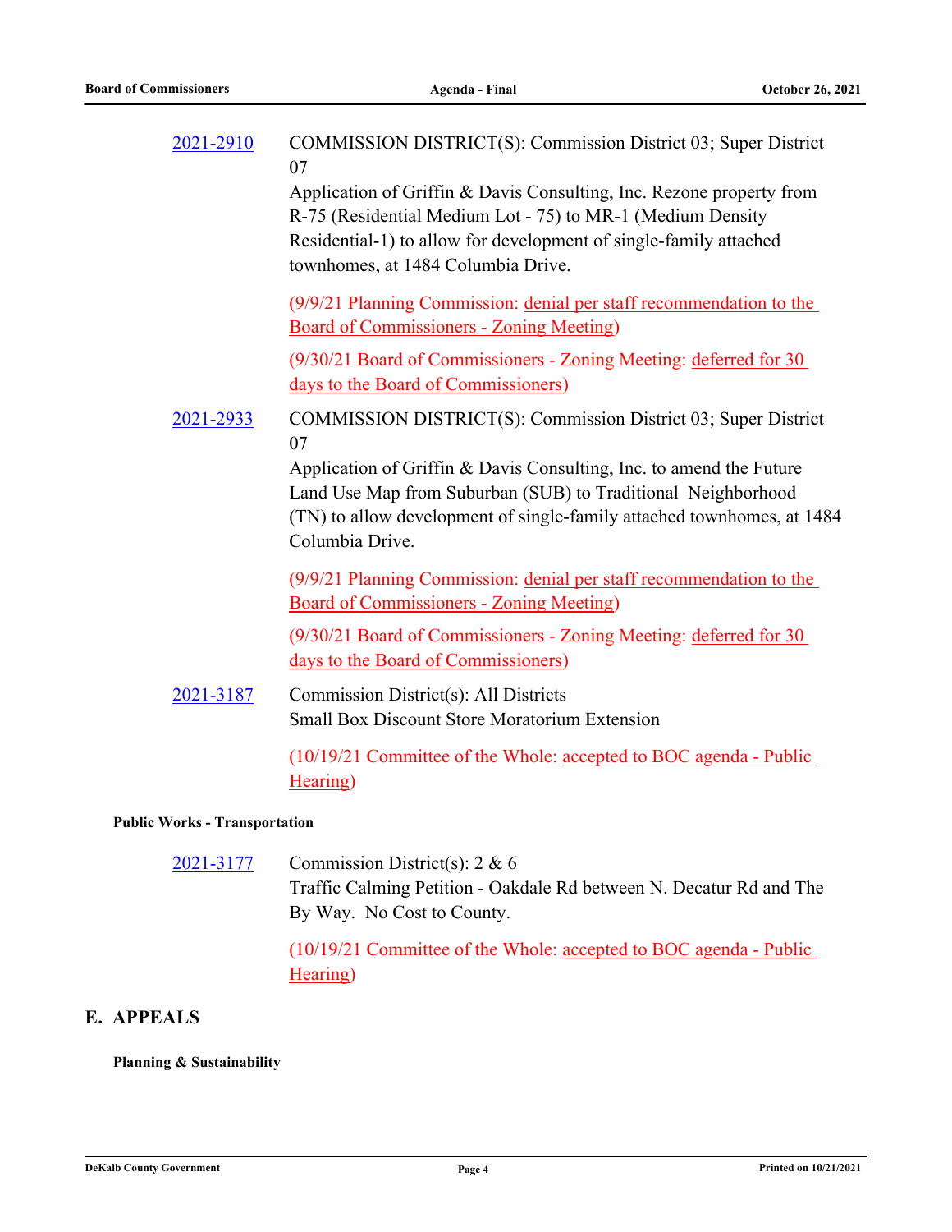2021-2910 COMMISSION DISTRICT(S): Commission District 03; Super District 07

Application of Griffin & Davis Consulting, Inc. Rezone property from R-75 (Residential Medium Lot - 75) to MR-1 (Medium Density Residential-1) to allow for development of single-family attached townhomes, at 1484 Columbia Drive.

(9/9/21 Planning Commission: denial per staff recommendation to the Board of Commissioners - Zoning Meeting)

(9/30/21 Board of Commissioners - Zoning Meeting: deferred for 30 days to the Board of Commissioners)

2021-2933 COMMISSION DISTRICT(S): Commission District 03; Super District 07

Application of Griffin & Davis Consulting, Inc. to amend the Future Land Use Map from Suburban (SUB) to Traditional Neighborhood (TN) to allow development of single-family attached townhomes, at 1484 Columbia Drive.

(9/9/21 Planning Commission: denial per staff recommendation to the Board of Commissioners - Zoning Meeting)

(9/30/21 Board of Commissioners - Zoning Meeting: deferred for 30 days to the Board of Commissioners)

2021-3187 Commission District(s): All Districts

Small Box Discount Store Moratorium Extension

(10/19/21 Committee of the Whole: accepted to BOC agenda - Public Hearing)

**Public Works - Transportation**

2021-3177 Commission District(s): 2 & 6

Traffic Calming Petition - Oakdale Rd between N. Decatur Rd and The By Way. No Cost to County.

(10/19/21 Committee of the Whole: accepted to BOC agenda - Public Hearing)

## E. APPEALS

**Planning & Sustainability**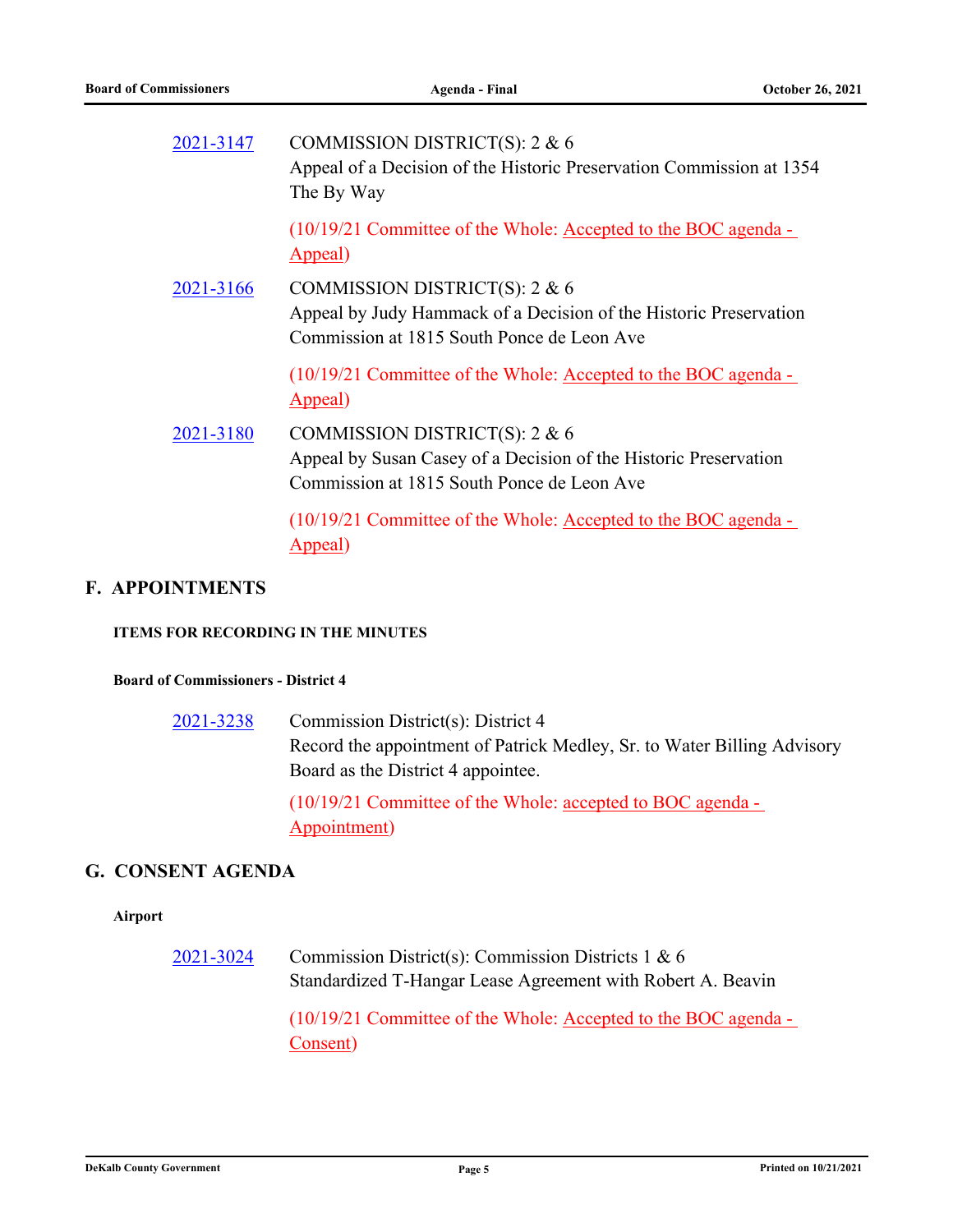2021-3147 COMMISSION DISTRICT(S): 2 & 6
Appeal of a Decision of the Historic Preservation Commission at 1354 The By Way

(10/19/21 Committee of the Whole: Accepted to the BOC agenda - Appeal)

2021-3166 COMMISSION DISTRICT(S): 2 & 6
Appeal by Judy Hammack of a Decision of the Historic Preservation Commission at 1815 South Ponce de Leon Ave

(10/19/21 Committee of the Whole: Accepted to the BOC agenda - Appeal)

2021-3180 COMMISSION DISTRICT(S): 2 & 6
Appeal by Susan Casey of a Decision of the Historic Preservation Commission at 1815 South Ponce de Leon Ave

(10/19/21 Committee of the Whole: Accepted to the BOC agenda - Appeal)

## F. APPOINTMENTS

### ITEMS FOR RECORDING IN THE MINUTES

#### Board of Commissioners - District 4

2021-3238 Commission District(s): District 4
Record the appointment of Patrick Medley, Sr. to Water Billing Advisory Board as the District 4 appointee.

(10/19/21 Committee of the Whole: accepted to BOC agenda - Appointment)

## G. CONSENT AGENDA

#### Airport

2021-3024 Commission District(s): Commission Districts 1 & 6
Standardized T-Hangar Lease Agreement with Robert A. Beavin

(10/19/21 Committee of the Whole: Accepted to the BOC agenda - Consent)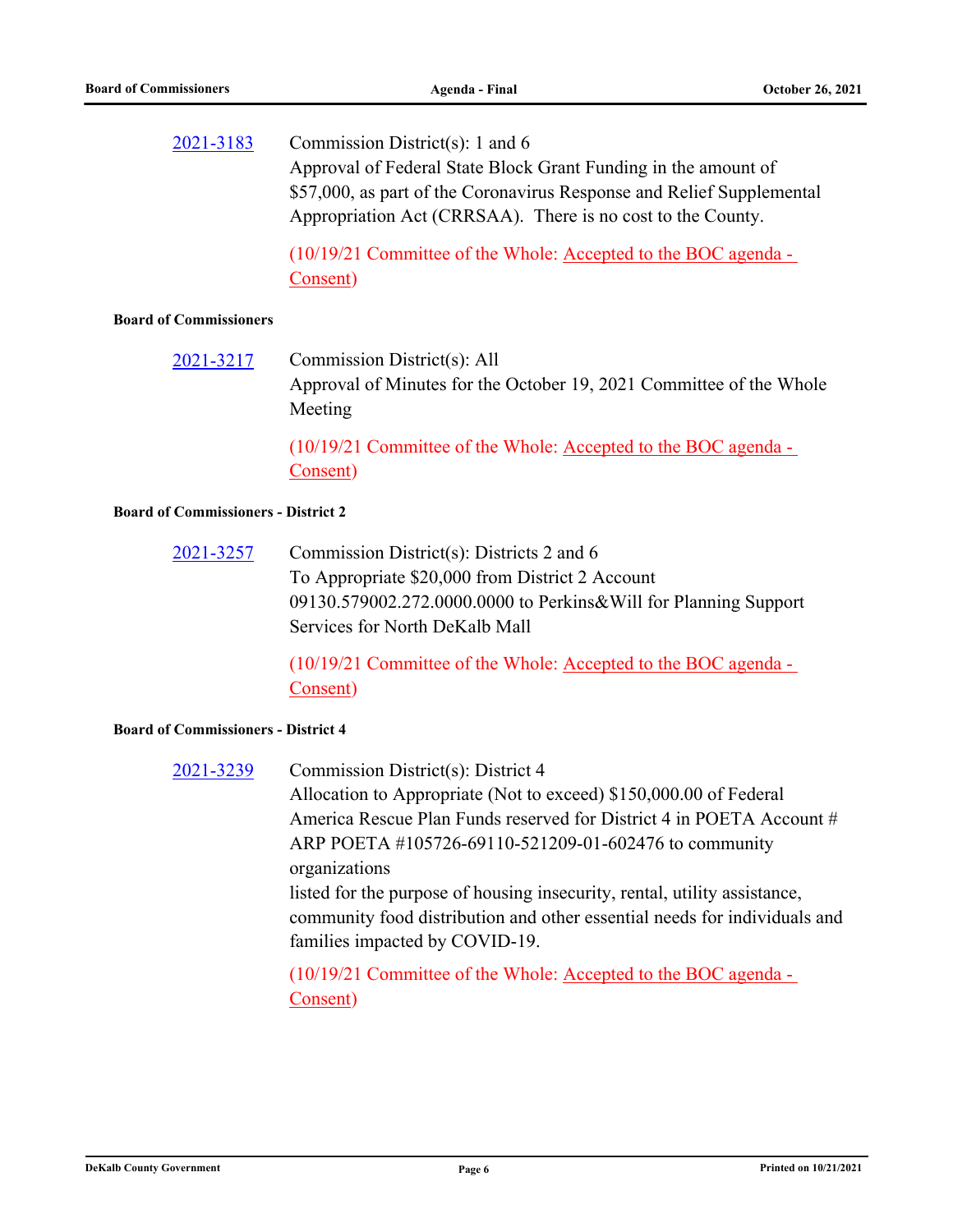2021-3183 Commission District(s): 1 and 6

Approval of Federal State Block Grant Funding in the amount of $57,000, as part of the Coronavirus Response and Relief Supplemental Appropriation Act (CRRSAA). There is no cost to the County.

(10/19/21 Committee of the Whole: Accepted to the BOC agenda - Consent)

**Board of Commissioners**

2021-3217 Commission District(s): All

Approval of Minutes for the October 19, 2021 Committee of the Whole Meeting

(10/19/21 Committee of the Whole: Accepted to the BOC agenda - Consent)

**Board of Commissioners - District 2**

2021-3257 Commission District(s): Districts 2 and 6

To Appropriate $20,000 from District 2 Account 09130.579002.272.0000.0000 to Perkins&Will for Planning Support Services for North DeKalb Mall

(10/19/21 Committee of the Whole: Accepted to the BOC agenda - Consent)

**Board of Commissioners - District 4**

2021-3239 Commission District(s): District 4

Allocation to Appropriate (Not to exceed) $150,000.00 of Federal America Rescue Plan Funds reserved for District 4 in POETA Account # ARP POETA #105726-69110-521209-01-602476 to community organizations

listed for the purpose of housing insecurity, rental, utility assistance, community food distribution and other essential needs for individuals and families impacted by COVID-19.

(10/19/21 Committee of the Whole: Accepted to the BOC agenda - Consent)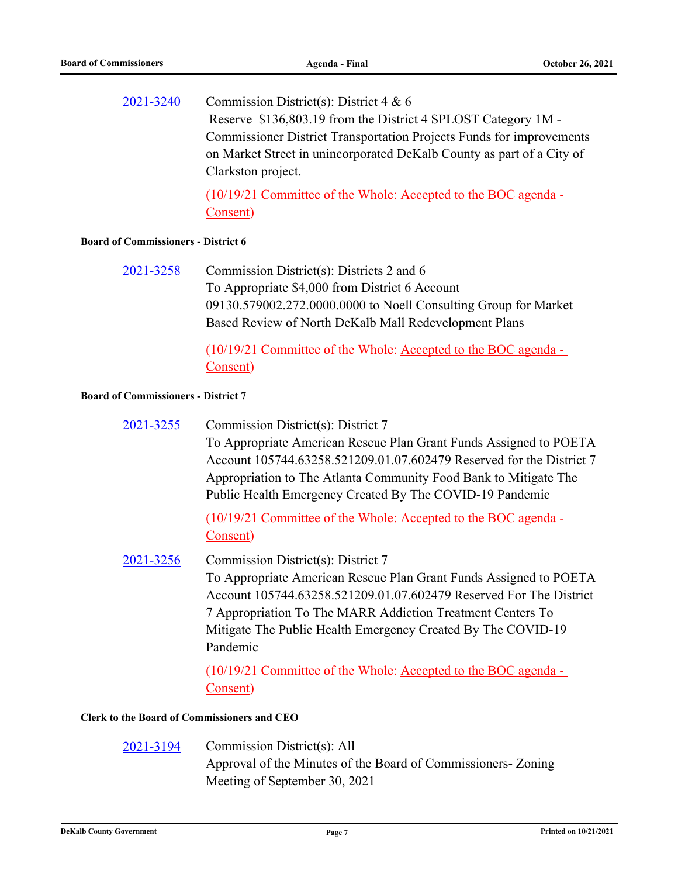2021-3240 Commission District(s): District 4 & 6
Reserve $136,803.19 from the District 4 SPLOST Category 1M - Commissioner District Transportation Projects Funds for improvements on Market Street in unincorporated DeKalb County as part of a City of Clarkston project.

(10/19/21 Committee of the Whole: Accepted to the BOC agenda - Consent)

**Board of Commissioners - District 6**

2021-3258 Commission District(s): Districts 2 and 6
To Appropriate $4,000 from District 6 Account 09130.579002.272.0000.0000 to Noell Consulting Group for Market Based Review of North DeKalb Mall Redevelopment Plans

(10/19/21 Committee of the Whole: Accepted to the BOC agenda - Consent)

**Board of Commissioners - District 7**

2021-3255 Commission District(s): District 7
To Appropriate American Rescue Plan Grant Funds Assigned to POETA Account 105744.63258.521209.01.07.602479 Reserved for the District 7 Appropriation to The Atlanta Community Food Bank to Mitigate The Public Health Emergency Created By The COVID-19 Pandemic

(10/19/21 Committee of the Whole: Accepted to the BOC agenda - Consent)

2021-3256 Commission District(s): District 7
To Appropriate American Rescue Plan Grant Funds Assigned to POETA Account 105744.63258.521209.01.07.602479 Reserved For The District 7 Appropriation To The MARR Addiction Treatment Centers To Mitigate The Public Health Emergency Created By The COVID-19 Pandemic

(10/19/21 Committee of the Whole: Accepted to the BOC agenda - Consent)

**Clerk to the Board of Commissioners and CEO**

2021-3194 Commission District(s): All
Approval of the Minutes of the Board of Commissioners- Zoning Meeting of September 30, 2021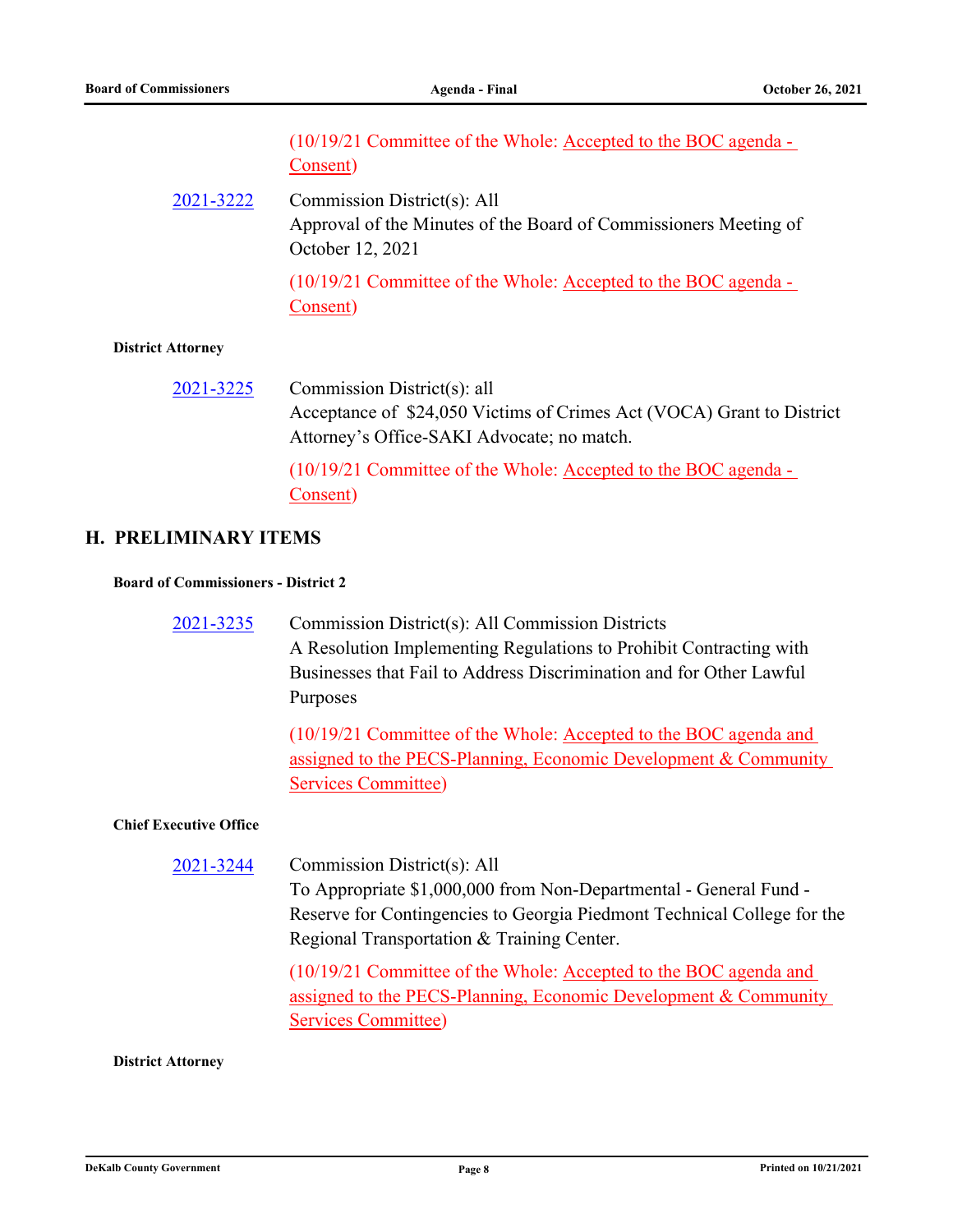(10/19/21 Committee of the Whole: Accepted to the BOC agenda - Consent)

2021-3222 Commission District(s): All
Approval of the Minutes of the Board of Commissioners Meeting of October 12, 2021

(10/19/21 Committee of the Whole: Accepted to the BOC agenda - Consent)

**District Attorney**

2021-3225 Commission District(s): all
Acceptance of $24,050 Victims of Crimes Act (VOCA) Grant to District Attorney's Office-SAKI Advocate; no match.

(10/19/21 Committee of the Whole: Accepted to the BOC agenda - Consent)

## H. PRELIMINARY ITEMS

**Board of Commissioners - District 2**

2021-3235 Commission District(s): All Commission Districts
A Resolution Implementing Regulations to Prohibit Contracting with Businesses that Fail to Address Discrimination and for Other Lawful Purposes

(10/19/21 Committee of the Whole: Accepted to the BOC agenda and assigned to the PECS-Planning, Economic Development & Community Services Committee)

**Chief Executive Office**

2021-3244 Commission District(s): All
To Appropriate $1,000,000 from Non-Departmental - General Fund - Reserve for Contingencies to Georgia Piedmont Technical College for the Regional Transportation & Training Center.

(10/19/21 Committee of the Whole: Accepted to the BOC agenda and assigned to the PECS-Planning, Economic Development & Community Services Committee)

**District Attorney**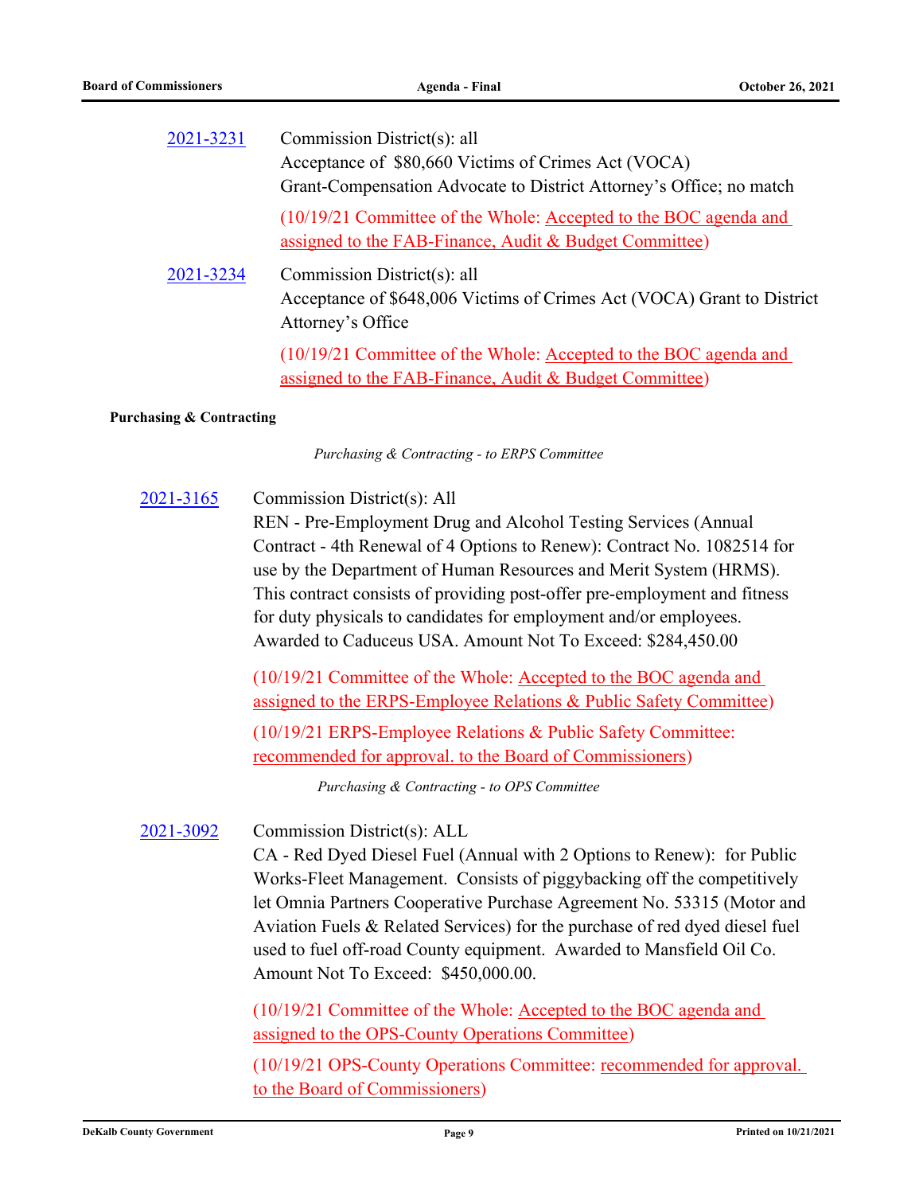2021-3231 Commission District(s): all
Acceptance of $80,660 Victims of Crimes Act (VOCA) Grant-Compensation Advocate to District Attorney's Office; no match

(10/19/21 Committee of the Whole: Accepted to the BOC agenda and assigned to the FAB-Finance, Audit & Budget Committee)

2021-3234 Commission District(s): all
Acceptance of $648,006 Victims of Crimes Act (VOCA) Grant to District Attorney's Office

(10/19/21 Committee of the Whole: Accepted to the BOC agenda and assigned to the FAB-Finance, Audit & Budget Committee)

**Purchasing & Contracting**

*Purchasing & Contracting - to ERPS Committee*

2021-3165 Commission District(s): All
REN - Pre-Employment Drug and Alcohol Testing Services (Annual Contract - 4th Renewal of 4 Options to Renew): Contract No. 1082514 for use by the Department of Human Resources and Merit System (HRMS). This contract consists of providing post-offer pre-employment and fitness for duty physicals to candidates for employment and/or employees. Awarded to Caduceus USA. Amount Not To Exceed: $284,450.00

(10/19/21 Committee of the Whole: Accepted to the BOC agenda and assigned to the ERPS-Employee Relations & Public Safety Committee)

(10/19/21 ERPS-Employee Relations & Public Safety Committee: recommended for approval. to the Board of Commissioners)

*Purchasing & Contracting - to OPS Committee*

2021-3092 Commission District(s): ALL
CA - Red Dyed Diesel Fuel (Annual with 2 Options to Renew): for Public Works-Fleet Management. Consists of piggybacking off the competitively let Omnia Partners Cooperative Purchase Agreement No. 53315 (Motor and Aviation Fuels & Related Services) for the purchase of red dyed diesel fuel used to fuel off-road County equipment. Awarded to Mansfield Oil Co. Amount Not To Exceed: $450,000.00.

(10/19/21 Committee of the Whole: Accepted to the BOC agenda and assigned to the OPS-County Operations Committee)

(10/19/21 OPS-County Operations Committee: recommended for approval. to the Board of Commissioners)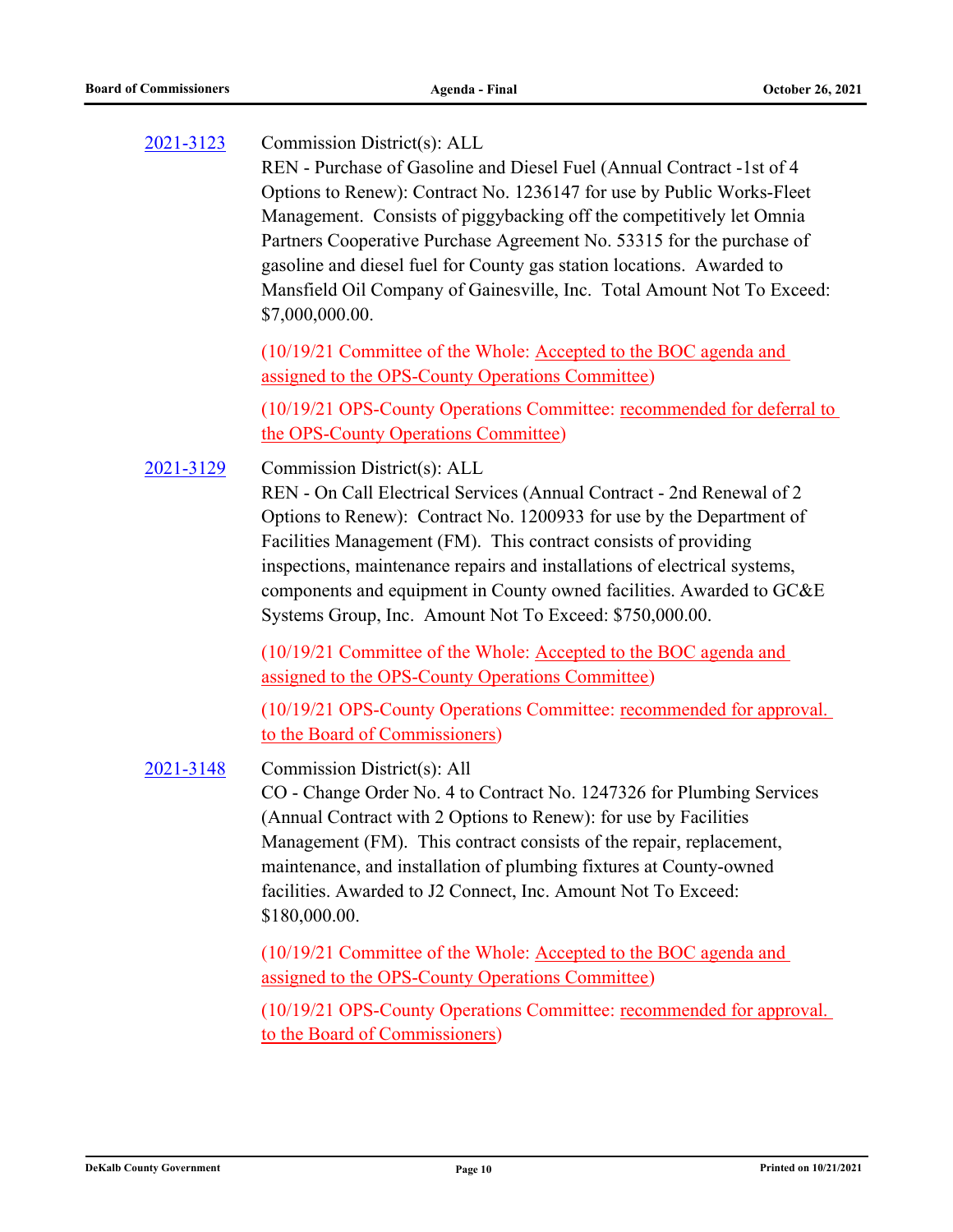2021-3123 Commission District(s): ALL

REN - Purchase of Gasoline and Diesel Fuel (Annual Contract -1st of 4 Options to Renew): Contract No. 1236147 for use by Public Works-Fleet Management. Consists of piggybacking off the competitively let Omnia Partners Cooperative Purchase Agreement No. 53315 for the purchase of gasoline and diesel fuel for County gas station locations. Awarded to Mansfield Oil Company of Gainesville, Inc. Total Amount Not To Exceed: $7,000,000.00.

(10/19/21 Committee of the Whole: Accepted to the BOC agenda and assigned to the OPS-County Operations Committee)

(10/19/21 OPS-County Operations Committee: recommended for deferral to the OPS-County Operations Committee)

2021-3129 Commission District(s): ALL

REN - On Call Electrical Services (Annual Contract - 2nd Renewal of 2 Options to Renew): Contract No. 1200933 for use by the Department of Facilities Management (FM). This contract consists of providing inspections, maintenance repairs and installations of electrical systems, components and equipment in County owned facilities. Awarded to GC&E Systems Group, Inc. Amount Not To Exceed: $750,000.00.

(10/19/21 Committee of the Whole: Accepted to the BOC agenda and assigned to the OPS-County Operations Committee)

(10/19/21 OPS-County Operations Committee: recommended for approval. to the Board of Commissioners)

2021-3148 Commission District(s): All

CO - Change Order No. 4 to Contract No. 1247326 for Plumbing Services (Annual Contract with 2 Options to Renew): for use by Facilities Management (FM). This contract consists of the repair, replacement, maintenance, and installation of plumbing fixtures at County-owned facilities. Awarded to J2 Connect, Inc. Amount Not To Exceed: $180,000.00.

(10/19/21 Committee of the Whole: Accepted to the BOC agenda and assigned to the OPS-County Operations Committee)

(10/19/21 OPS-County Operations Committee: recommended for approval. to the Board of Commissioners)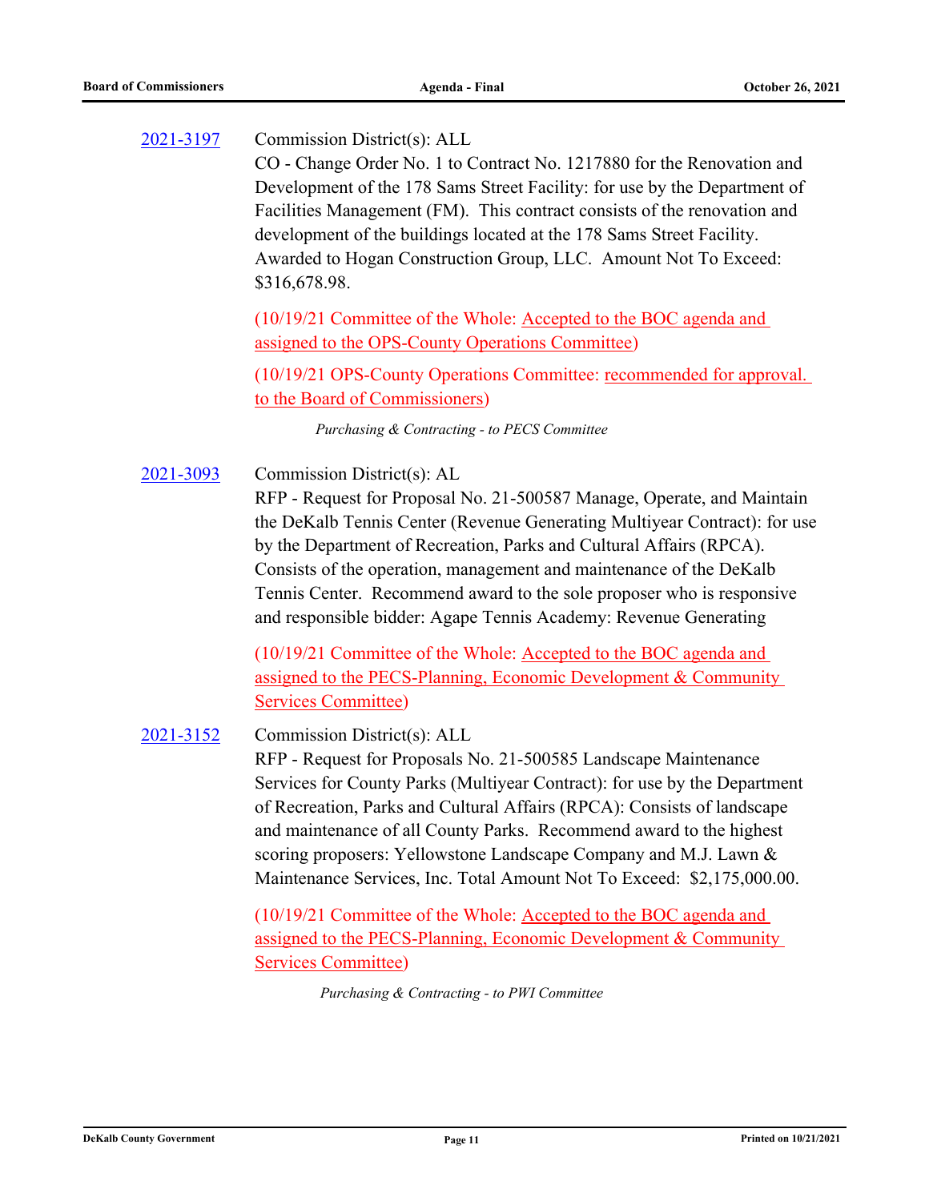2021-3197 Commission District(s): ALL

CO - Change Order No. 1 to Contract No. 1217880 for the Renovation and Development of the 178 Sams Street Facility: for use by the Department of Facilities Management (FM). This contract consists of the renovation and development of the buildings located at the 178 Sams Street Facility. Awarded to Hogan Construction Group, LLC. Amount Not To Exceed: $316,678.98.

(10/19/21 Committee of the Whole: Accepted to the BOC agenda and assigned to the OPS-County Operations Committee)

(10/19/21 OPS-County Operations Committee: recommended for approval. to the Board of Commissioners)

*Purchasing & Contracting - to PECS Committee*

2021-3093 Commission District(s): AL

RFP - Request for Proposal No. 21-500587 Manage, Operate, and Maintain the DeKalb Tennis Center (Revenue Generating Multiyear Contract): for use by the Department of Recreation, Parks and Cultural Affairs (RPCA). Consists of the operation, management and maintenance of the DeKalb Tennis Center. Recommend award to the sole proposer who is responsive and responsible bidder: Agape Tennis Academy: Revenue Generating

(10/19/21 Committee of the Whole: Accepted to the BOC agenda and assigned to the PECS-Planning, Economic Development & Community Services Committee)

2021-3152 Commission District(s): ALL

RFP - Request for Proposals No. 21-500585 Landscape Maintenance Services for County Parks (Multiyear Contract): for use by the Department of Recreation, Parks and Cultural Affairs (RPCA): Consists of landscape and maintenance of all County Parks. Recommend award to the highest scoring proposers: Yellowstone Landscape Company and M.J. Lawn & Maintenance Services, Inc. Total Amount Not To Exceed: $2,175,000.00.

(10/19/21 Committee of the Whole: Accepted to the BOC agenda and assigned to the PECS-Planning, Economic Development & Community Services Committee)

*Purchasing & Contracting - to PWI Committee*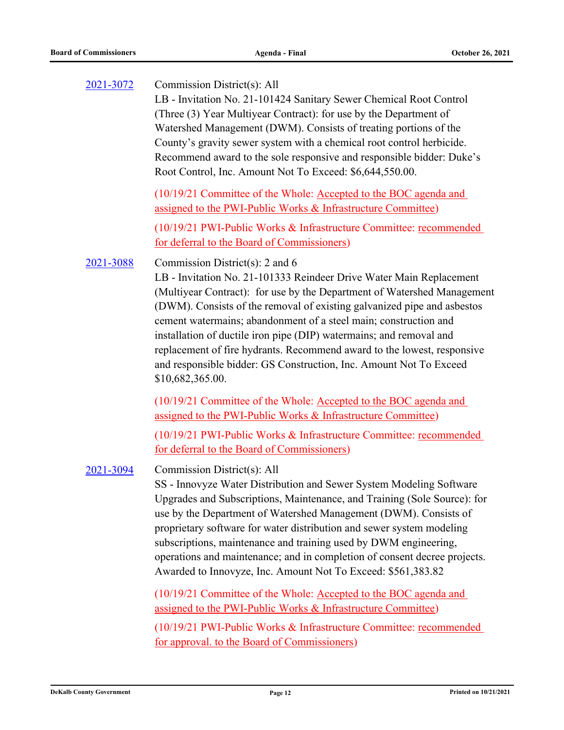2021-3072 Commission District(s): All

LB - Invitation No. 21-101424 Sanitary Sewer Chemical Root Control (Three (3) Year Multiyear Contract): for use by the Department of Watershed Management (DWM). Consists of treating portions of the County's gravity sewer system with a chemical root control herbicide. Recommend award to the sole responsive and responsible bidder: Duke's Root Control, Inc. Amount Not To Exceed: $6,644,550.00.

(10/19/21 Committee of the Whole: Accepted to the BOC agenda and assigned to the PWI-Public Works & Infrastructure Committee)

(10/19/21 PWI-Public Works & Infrastructure Committee: recommended for deferral to the Board of Commissioners)

2021-3088 Commission District(s): 2 and 6

LB - Invitation No. 21-101333 Reindeer Drive Water Main Replacement (Multiyear Contract): for use by the Department of Watershed Management (DWM). Consists of the removal of existing galvanized pipe and asbestos cement watermains; abandonment of a steel main; construction and installation of ductile iron pipe (DIP) watermains; and removal and replacement of fire hydrants. Recommend award to the lowest, responsive and responsible bidder: GS Construction, Inc. Amount Not To Exceed $10,682,365.00.

(10/19/21 Committee of the Whole: Accepted to the BOC agenda and assigned to the PWI-Public Works & Infrastructure Committee)

(10/19/21 PWI-Public Works & Infrastructure Committee: recommended for deferral to the Board of Commissioners)

2021-3094 Commission District(s): All

SS - Innovyze Water Distribution and Sewer System Modeling Software Upgrades and Subscriptions, Maintenance, and Training (Sole Source): for use by the Department of Watershed Management (DWM). Consists of proprietary software for water distribution and sewer system modeling subscriptions, maintenance and training used by DWM engineering, operations and maintenance; and in completion of consent decree projects. Awarded to Innovyze, Inc. Amount Not To Exceed: $561,383.82

(10/19/21 Committee of the Whole: Accepted to the BOC agenda and assigned to the PWI-Public Works & Infrastructure Committee)

(10/19/21 PWI-Public Works & Infrastructure Committee: recommended for approval. to the Board of Commissioners)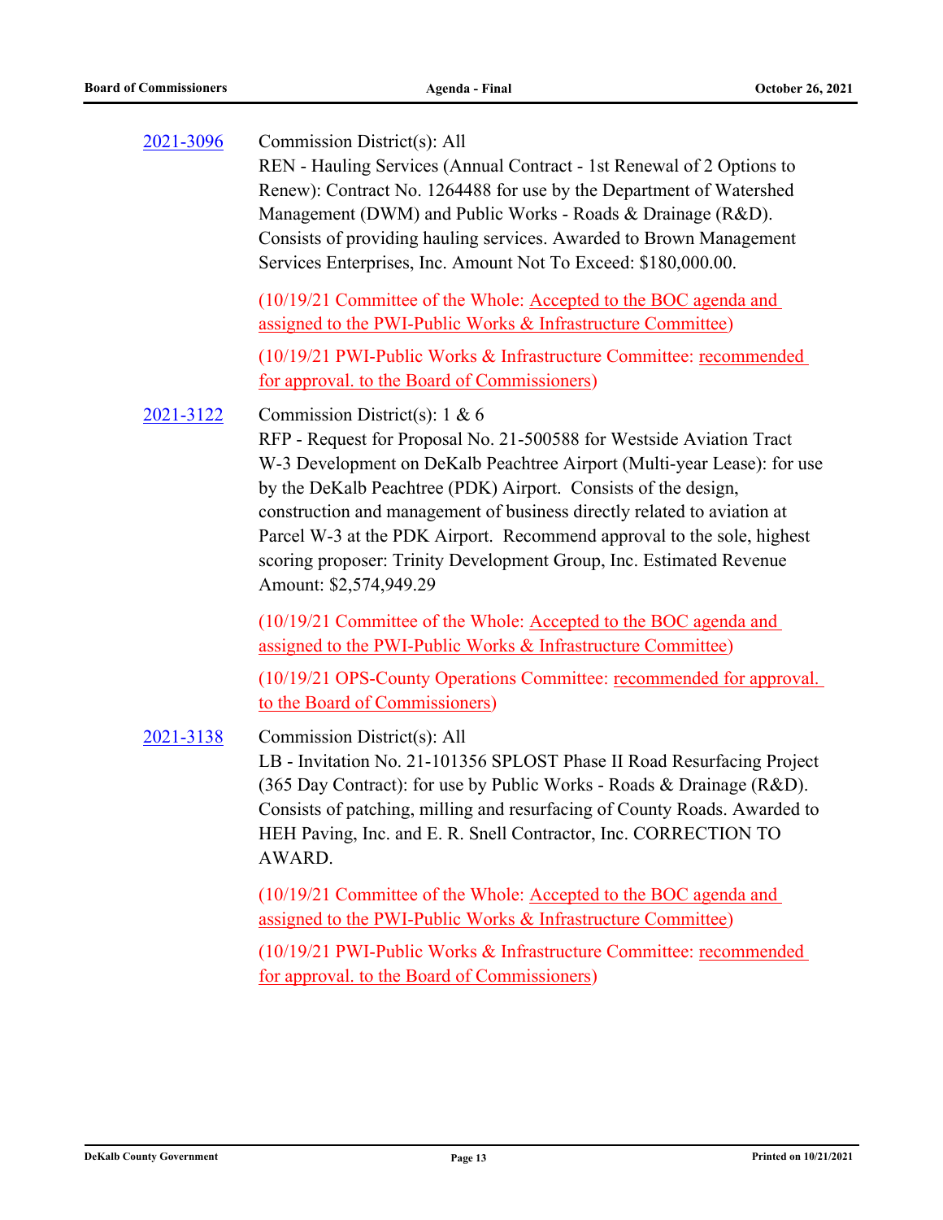[2021-3096](#) Commission District(s): All

REN - Hauling Services (Annual Contract - 1st Renewal of 2 Options to Renew): Contract No. 1264488 for use by the Department of Watershed Management (DWM) and Public Works - Roads & Drainage (R&D). Consists of providing hauling services. Awarded to Brown Management Services Enterprises, Inc. Amount Not To Exceed: $180,000.00.

(10/19/21 Committee of the Whole: Accepted to the BOC agenda and assigned to the PWI-Public Works & Infrastructure Committee)

(10/19/21 PWI-Public Works & Infrastructure Committee: recommended for approval. to the Board of Commissioners)

[2021-3122](#) Commission District(s): 1 & 6

RFP - Request for Proposal No. 21-500588 for Westside Aviation Tract W-3 Development on DeKalb Peachtree Airport (Multi-year Lease): for use by the DeKalb Peachtree (PDK) Airport. Consists of the design, construction and management of business directly related to aviation at Parcel W-3 at the PDK Airport. Recommend approval to the sole, highest scoring proposer: Trinity Development Group, Inc. Estimated Revenue Amount: $2,574,949.29

(10/19/21 Committee of the Whole: Accepted to the BOC agenda and assigned to the PWI-Public Works & Infrastructure Committee)

(10/19/21 OPS-County Operations Committee: recommended for approval. to the Board of Commissioners)

[2021-3138](#) Commission District(s): All

LB - Invitation No. 21-101356 SPLOST Phase II Road Resurfacing Project (365 Day Contract): for use by Public Works - Roads & Drainage (R&D). Consists of patching, milling and resurfacing of County Roads. Awarded to HEH Paving, Inc. and E. R. Snell Contractor, Inc. CORRECTION TO AWARD.

(10/19/21 Committee of the Whole: Accepted to the BOC agenda and assigned to the PWI-Public Works & Infrastructure Committee)

(10/19/21 PWI-Public Works & Infrastructure Committee: recommended for approval. to the Board of Commissioners)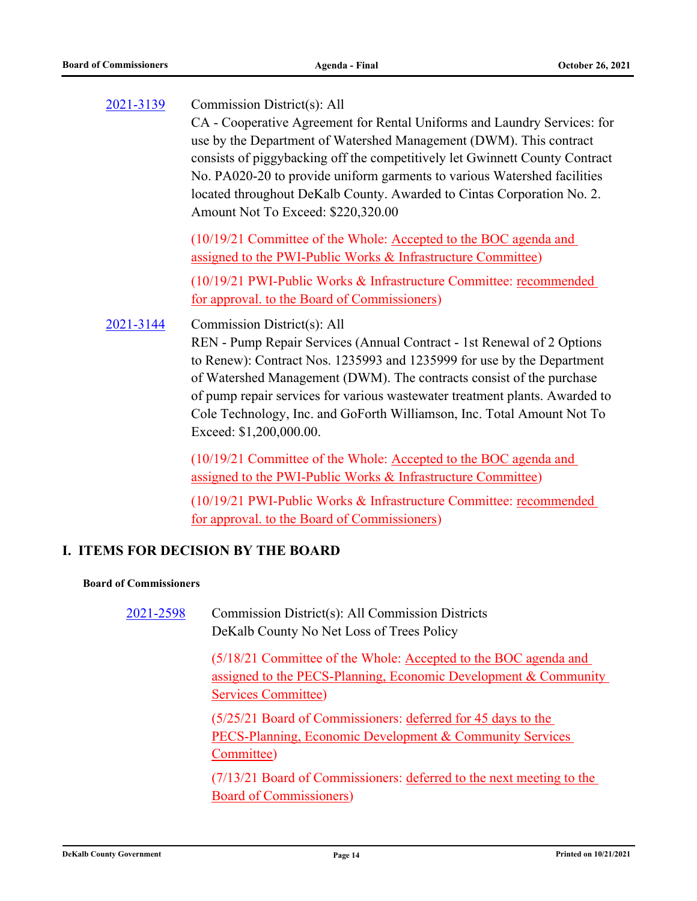2021-3139 Commission District(s): All

CA - Cooperative Agreement for Rental Uniforms and Laundry Services: for use by the Department of Watershed Management (DWM). This contract consists of piggybacking off the competitively let Gwinnett County Contract No. PA020-20 to provide uniform garments to various Watershed facilities located throughout DeKalb County. Awarded to Cintas Corporation No. 2. Amount Not To Exceed: $220,320.00

(10/19/21 Committee of the Whole: Accepted to the BOC agenda and assigned to the PWI-Public Works & Infrastructure Committee)

(10/19/21 PWI-Public Works & Infrastructure Committee: recommended for approval. to the Board of Commissioners)

2021-3144 Commission District(s): All

REN - Pump Repair Services (Annual Contract - 1st Renewal of 2 Options to Renew): Contract Nos. 1235993 and 1235999 for use by the Department of Watershed Management (DWM). The contracts consist of the purchase of pump repair services for various wastewater treatment plants. Awarded to Cole Technology, Inc. and GoForth Williamson, Inc. Total Amount Not To Exceed: $1,200,000.00.

(10/19/21 Committee of the Whole: Accepted to the BOC agenda and assigned to the PWI-Public Works & Infrastructure Committee)

(10/19/21 PWI-Public Works & Infrastructure Committee: recommended for approval. to the Board of Commissioners)

## I. ITEMS FOR DECISION BY THE BOARD

### Board of Commissioners

2021-2598 Commission District(s): All Commission Districts

DeKalb County No Net Loss of Trees Policy

(5/18/21 Committee of the Whole: Accepted to the BOC agenda and assigned to the PECS-Planning, Economic Development & Community Services Committee)

(5/25/21 Board of Commissioners: deferred for 45 days to the PECS-Planning, Economic Development & Community Services Committee)

(7/13/21 Board of Commissioners: deferred to the next meeting to the Board of Commissioners)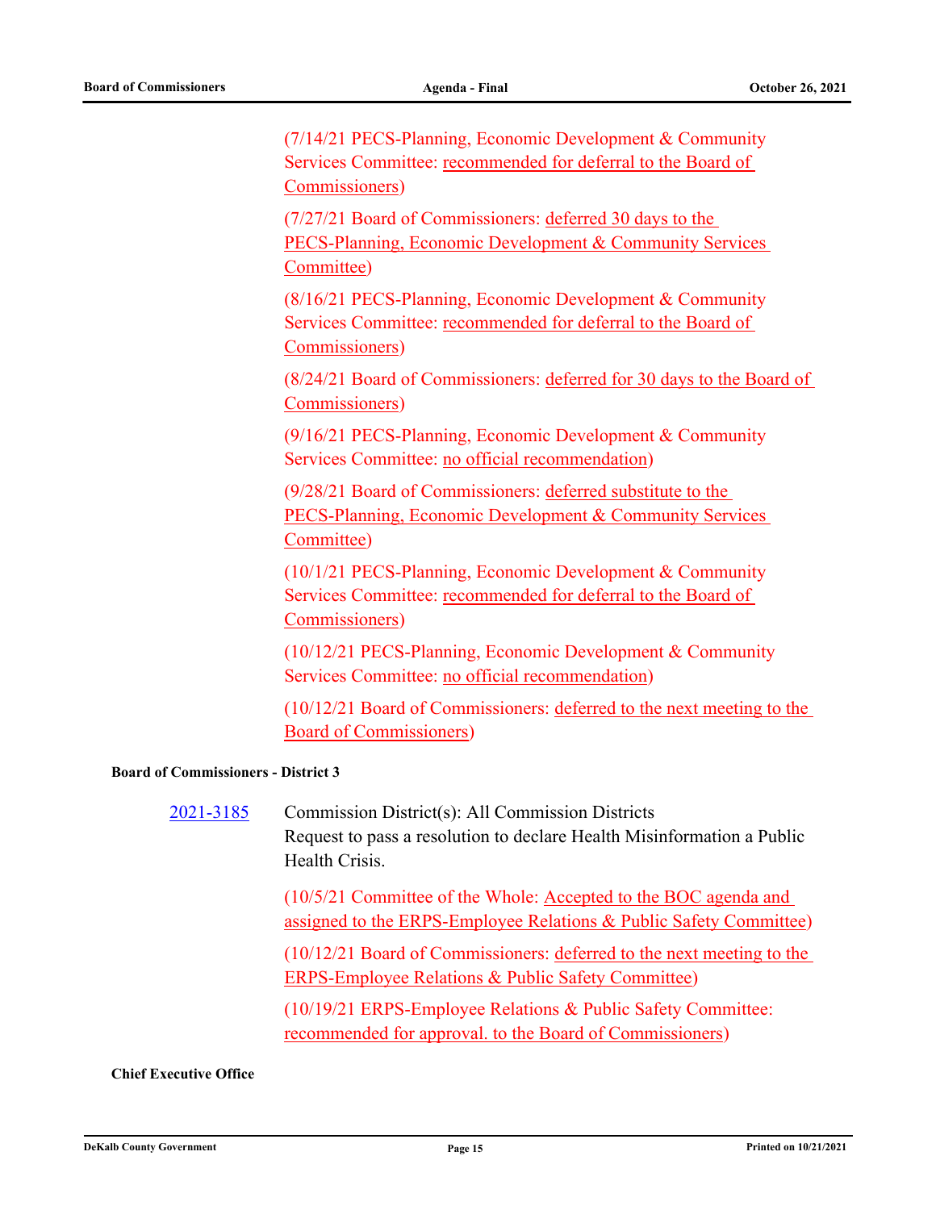(7/14/21 PECS-Planning, Economic Development & Community Services Committee: recommended for deferral to the Board of Commissioners)

(7/27/21 Board of Commissioners: deferred 30 days to the PECS-Planning, Economic Development & Community Services Committee)

(8/16/21 PECS-Planning, Economic Development & Community Services Committee: recommended for deferral to the Board of Commissioners)

(8/24/21 Board of Commissioners: deferred for 30 days to the Board of Commissioners)

(9/16/21 PECS-Planning, Economic Development & Community Services Committee: no official recommendation)

(9/28/21 Board of Commissioners: deferred substitute to the PECS-Planning, Economic Development & Community Services Committee)

(10/1/21 PECS-Planning, Economic Development & Community Services Committee: recommended for deferral to the Board of Commissioners)

(10/12/21 PECS-Planning, Economic Development & Community Services Committee: no official recommendation)

(10/12/21 Board of Commissioners: deferred to the next meeting to the Board of Commissioners)

**Board of Commissioners - District 3**

2021-3185 Commission District(s): All Commission Districts
Request to pass a resolution to declare Health Misinformation a Public Health Crisis.

(10/5/21 Committee of the Whole: Accepted to the BOC agenda and assigned to the ERPS-Employee Relations & Public Safety Committee)

(10/12/21 Board of Commissioners: deferred to the next meeting to the ERPS-Employee Relations & Public Safety Committee)

(10/19/21 ERPS-Employee Relations & Public Safety Committee: recommended for approval. to the Board of Commissioners)

**Chief Executive Office**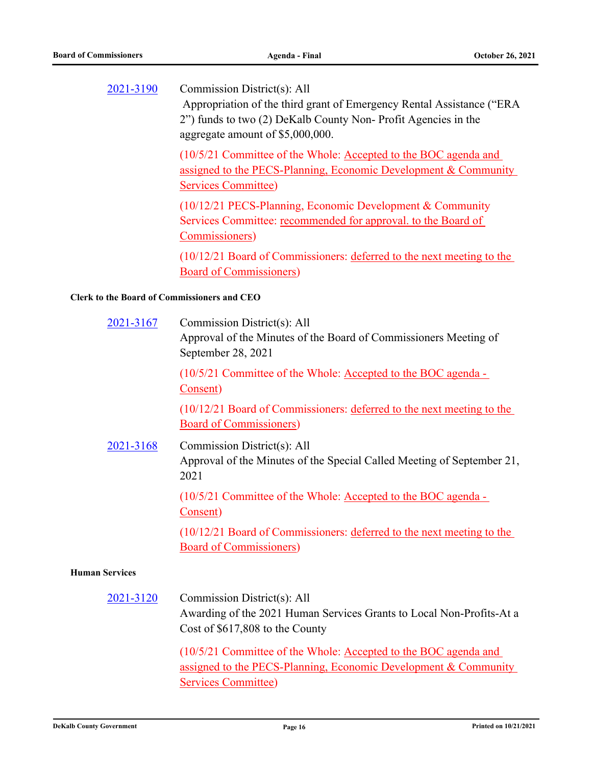2021-3190 Commission District(s): All

Appropriation of the third grant of Emergency Rental Assistance (“ERA 2”) funds to two (2) DeKalb County Non- Profit Agencies in the aggregate amount of $5,000,000.

(10/5/21 Committee of the Whole: Accepted to the BOC agenda and assigned to the PECS-Planning, Economic Development & Community Services Committee)

(10/12/21 PECS-Planning, Economic Development & Community Services Committee: recommended for approval. to the Board of Commissioners)

(10/12/21 Board of Commissioners: deferred to the next meeting to the Board of Commissioners)

**Clerk to the Board of Commissioners and CEO**

2021-3167 Commission District(s): All

Approval of the Minutes of the Board of Commissioners Meeting of September 28, 2021

(10/5/21 Committee of the Whole: Accepted to the BOC agenda - Consent)

(10/12/21 Board of Commissioners: deferred to the next meeting to the Board of Commissioners)

2021-3168 Commission District(s): All

Approval of the Minutes of the Special Called Meeting of September 21, 2021

(10/5/21 Committee of the Whole: Accepted to the BOC agenda - Consent)

(10/12/21 Board of Commissioners: deferred to the next meeting to the Board of Commissioners)

**Human Services**

2021-3120 Commission District(s): All

Awarding of the 2021 Human Services Grants to Local Non-Profits-At a Cost of $617,808 to the County

(10/5/21 Committee of the Whole: Accepted to the BOC agenda and assigned to the PECS-Planning, Economic Development & Community Services Committee)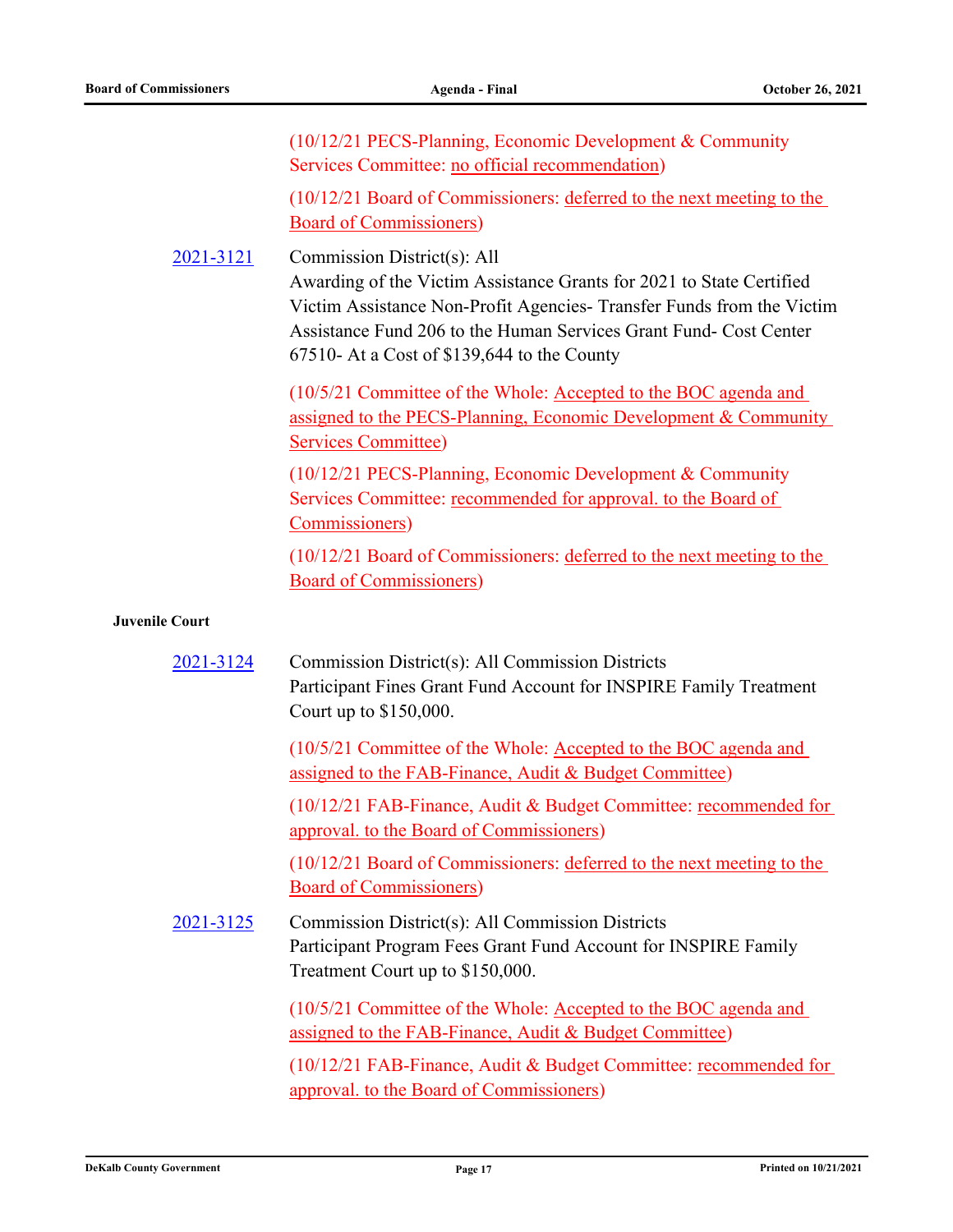(10/12/21 PECS-Planning, Economic Development & Community Services Committee: no official recommendation)

(10/12/21 Board of Commissioners: deferred to the next meeting to the Board of Commissioners)

2021-3121 Commission District(s): All
Awarding of the Victim Assistance Grants for 2021 to State Certified Victim Assistance Non-Profit Agencies- Transfer Funds from the Victim Assistance Fund 206 to the Human Services Grant Fund- Cost Center 67510- At a Cost of $139,644 to the County

(10/5/21 Committee of the Whole: Accepted to the BOC agenda and assigned to the PECS-Planning, Economic Development & Community Services Committee)

(10/12/21 PECS-Planning, Economic Development & Community Services Committee: recommended for approval. to the Board of Commissioners)

(10/12/21 Board of Commissioners: deferred to the next meeting to the Board of Commissioners)

**Juvenile Court**

2021-3124 Commission District(s): All Commission Districts
Participant Fines Grant Fund Account for INSPIRE Family Treatment Court up to $150,000.

(10/5/21 Committee of the Whole: Accepted to the BOC agenda and assigned to the FAB-Finance, Audit & Budget Committee)

(10/12/21 FAB-Finance, Audit & Budget Committee: recommended for approval. to the Board of Commissioners)

(10/12/21 Board of Commissioners: deferred to the next meeting to the Board of Commissioners)

2021-3125 Commission District(s): All Commission Districts
Participant Program Fees Grant Fund Account for INSPIRE Family Treatment Court up to $150,000.

(10/5/21 Committee of the Whole: Accepted to the BOC agenda and assigned to the FAB-Finance, Audit & Budget Committee)

(10/12/21 FAB-Finance, Audit & Budget Committee: recommended for approval. to the Board of Commissioners)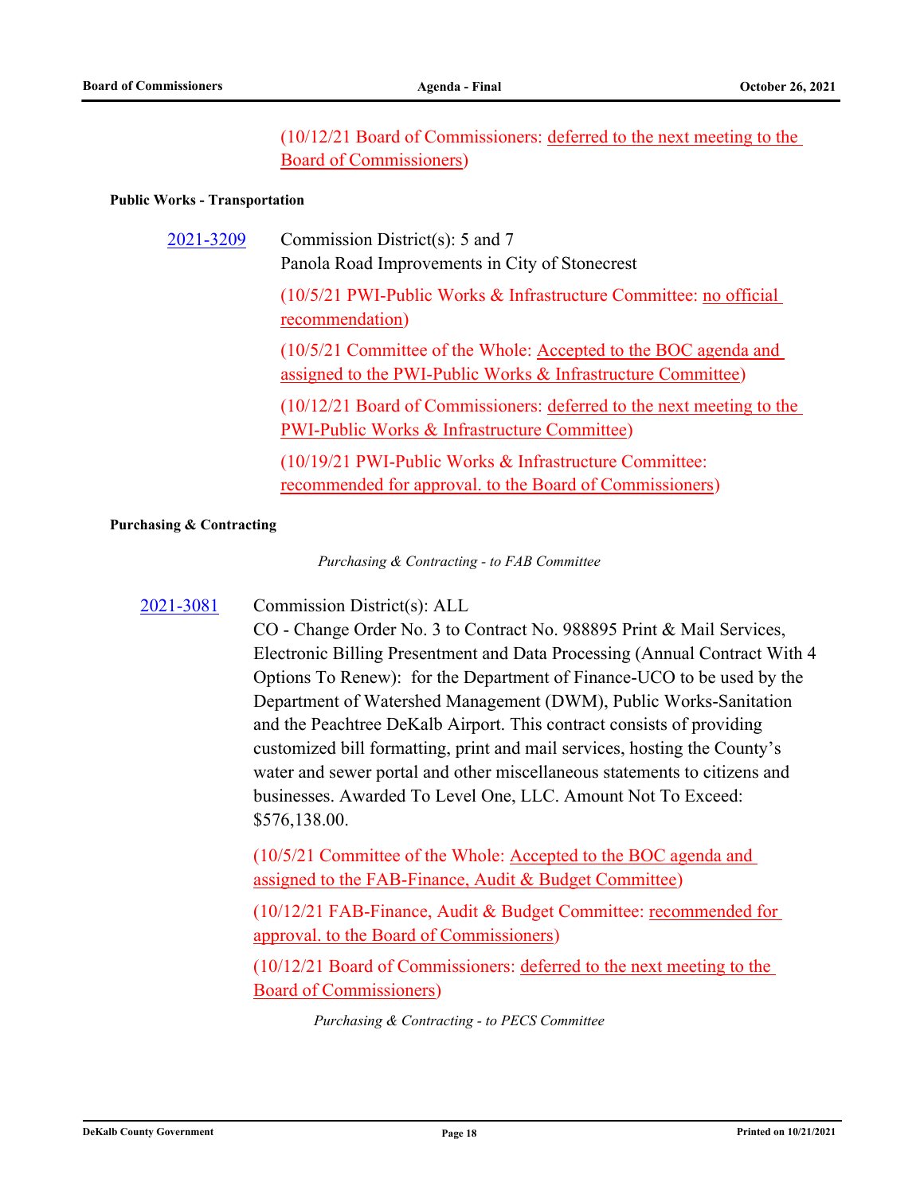(10/12/21 Board of Commissioners: deferred to the next meeting to the Board of Commissioners)

**Public Works - Transportation**

2021-3209 Commission District(s): 5 and 7
Panola Road Improvements in City of Stonecrest

(10/5/21 PWI-Public Works & Infrastructure Committee: no official recommendation)

(10/5/21 Committee of the Whole: Accepted to the BOC agenda and assigned to the PWI-Public Works & Infrastructure Committee)

(10/12/21 Board of Commissioners: deferred to the next meeting to the PWI-Public Works & Infrastructure Committee)

(10/19/21 PWI-Public Works & Infrastructure Committee: recommended for approval. to the Board of Commissioners)

**Purchasing & Contracting**

*Purchasing & Contracting - to FAB Committee*

2021-3081 Commission District(s): ALL
CO - Change Order No. 3 to Contract No. 988895 Print & Mail Services, Electronic Billing Presentment and Data Processing (Annual Contract With 4 Options To Renew): for the Department of Finance-UCO to be used by the Department of Watershed Management (DWM), Public Works-Sanitation and the Peachtree DeKalb Airport. This contract consists of providing customized bill formatting, print and mail services, hosting the County's water and sewer portal and other miscellaneous statements to citizens and businesses. Awarded To Level One, LLC. Amount Not To Exceed: $576,138.00.

(10/5/21 Committee of the Whole: Accepted to the BOC agenda and assigned to the FAB-Finance, Audit & Budget Committee)

(10/12/21 FAB-Finance, Audit & Budget Committee: recommended for approval. to the Board of Commissioners)

(10/12/21 Board of Commissioners: deferred to the next meeting to the Board of Commissioners)

*Purchasing & Contracting - to PECS Committee*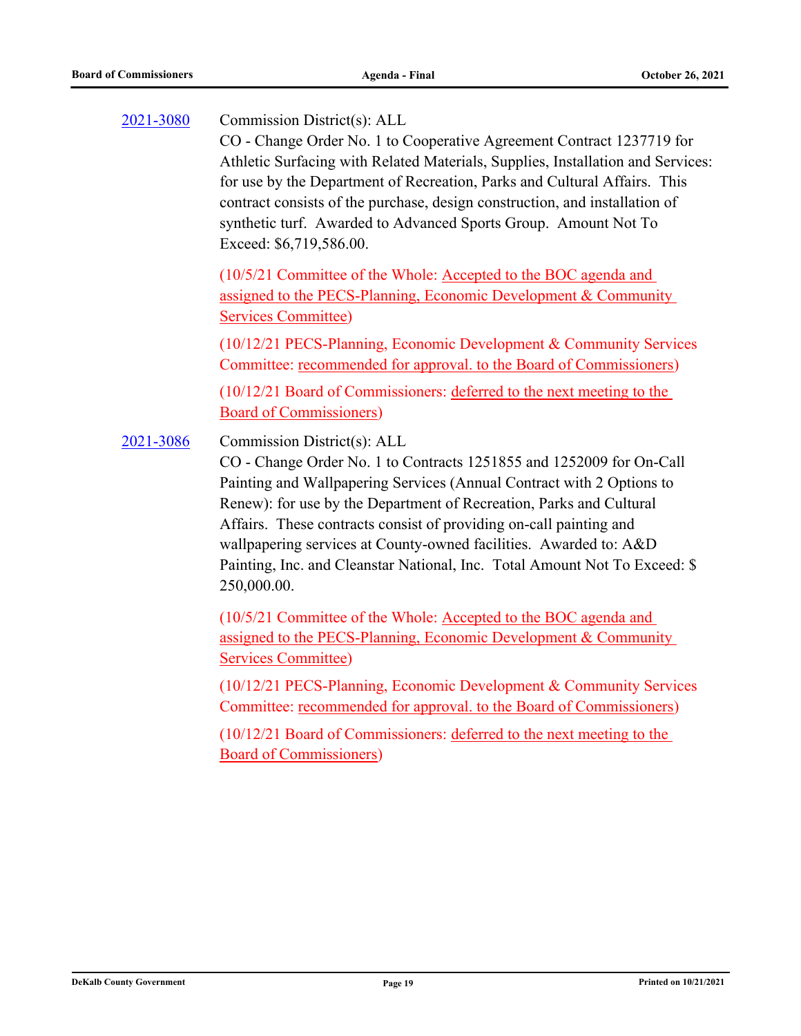2021-3080 Commission District(s): ALL

CO - Change Order No. 1 to Cooperative Agreement Contract 1237719 for Athletic Surfacing with Related Materials, Supplies, Installation and Services: for use by the Department of Recreation, Parks and Cultural Affairs. This contract consists of the purchase, design construction, and installation of synthetic turf. Awarded to Advanced Sports Group. Amount Not To Exceed: $6,719,586.00.

(10/5/21 Committee of the Whole: Accepted to the BOC agenda and assigned to the PECS-Planning, Economic Development & Community Services Committee)

(10/12/21 PECS-Planning, Economic Development & Community Services Committee: recommended for approval. to the Board of Commissioners)

(10/12/21 Board of Commissioners: deferred to the next meeting to the Board of Commissioners)

2021-3086 Commission District(s): ALL

CO - Change Order No. 1 to Contracts 1251855 and 1252009 for On-Call Painting and Wallpapering Services (Annual Contract with 2 Options to Renew): for use by the Department of Recreation, Parks and Cultural Affairs. These contracts consist of providing on-call painting and wallpapering services at County-owned facilities. Awarded to: A&D Painting, Inc. and Cleanstar National, Inc. Total Amount Not To Exceed: $ 250,000.00.

(10/5/21 Committee of the Whole: Accepted to the BOC agenda and assigned to the PECS-Planning, Economic Development & Community Services Committee)

(10/12/21 PECS-Planning, Economic Development & Community Services Committee: recommended for approval. to the Board of Commissioners)

(10/12/21 Board of Commissioners: deferred to the next meeting to the Board of Commissioners)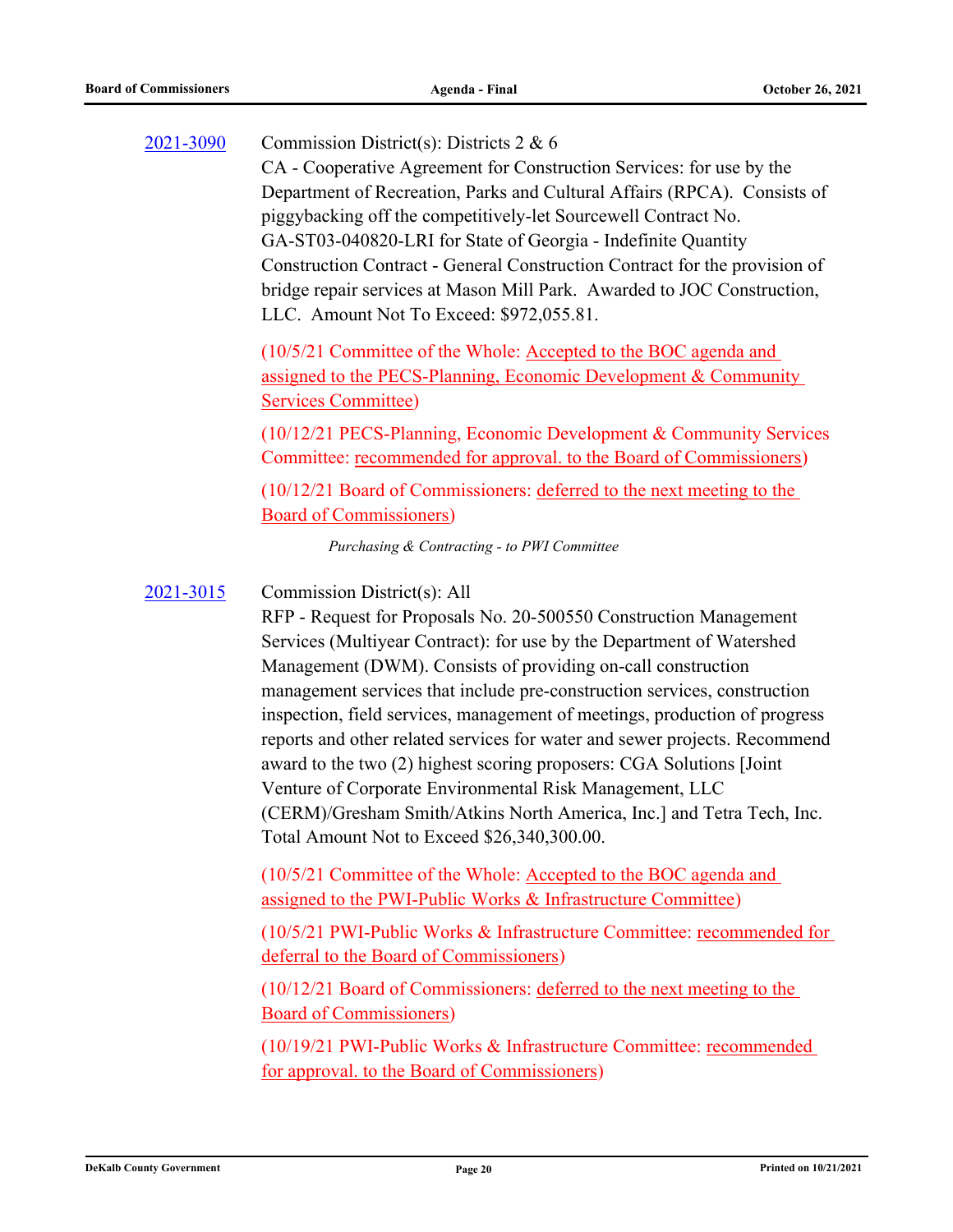[2021-3090](#) Commission District(s): Districts 2 & 6

CA - Cooperative Agreement for Construction Services: for use by the Department of Recreation, Parks and Cultural Affairs (RPCA). Consists of piggybacking off the competitively-let Sourcewell Contract No. GA-ST03-040820-LRI for State of Georgia - Indefinite Quantity Construction Contract - General Construction Contract for the provision of bridge repair services at Mason Mill Park. Awarded to JOC Construction, LLC. Amount Not To Exceed: $972,055.81.

(10/5/21 Committee of the Whole: Accepted to the BOC agenda and assigned to the PECS-Planning, Economic Development & Community Services Committee)

(10/12/21 PECS-Planning, Economic Development & Community Services Committee: recommended for approval. to the Board of Commissioners)

(10/12/21 Board of Commissioners: deferred to the next meeting to the Board of Commissioners)

*Purchasing & Contracting - to PWI Committee*

[2021-3015](#) Commission District(s): All

RFP - Request for Proposals No. 20-500550 Construction Management Services (Multiyear Contract): for use by the Department of Watershed Management (DWM). Consists of providing on-call construction management services that include pre-construction services, construction inspection, field services, management of meetings, production of progress reports and other related services for water and sewer projects. Recommend award to the two (2) highest scoring proposers: CGA Solutions [Joint Venture of Corporate Environmental Risk Management, LLC (CERM)/Gresham Smith/Atkins North America, Inc.] and Tetra Tech, Inc. Total Amount Not to Exceed $26,340,300.00.

(10/5/21 Committee of the Whole: Accepted to the BOC agenda and assigned to the PWI-Public Works & Infrastructure Committee)

(10/5/21 PWI-Public Works & Infrastructure Committee: recommended for deferral to the Board of Commissioners)

(10/12/21 Board of Commissioners: deferred to the next meeting to the Board of Commissioners)

(10/19/21 PWI-Public Works & Infrastructure Committee: recommended for approval. to the Board of Commissioners)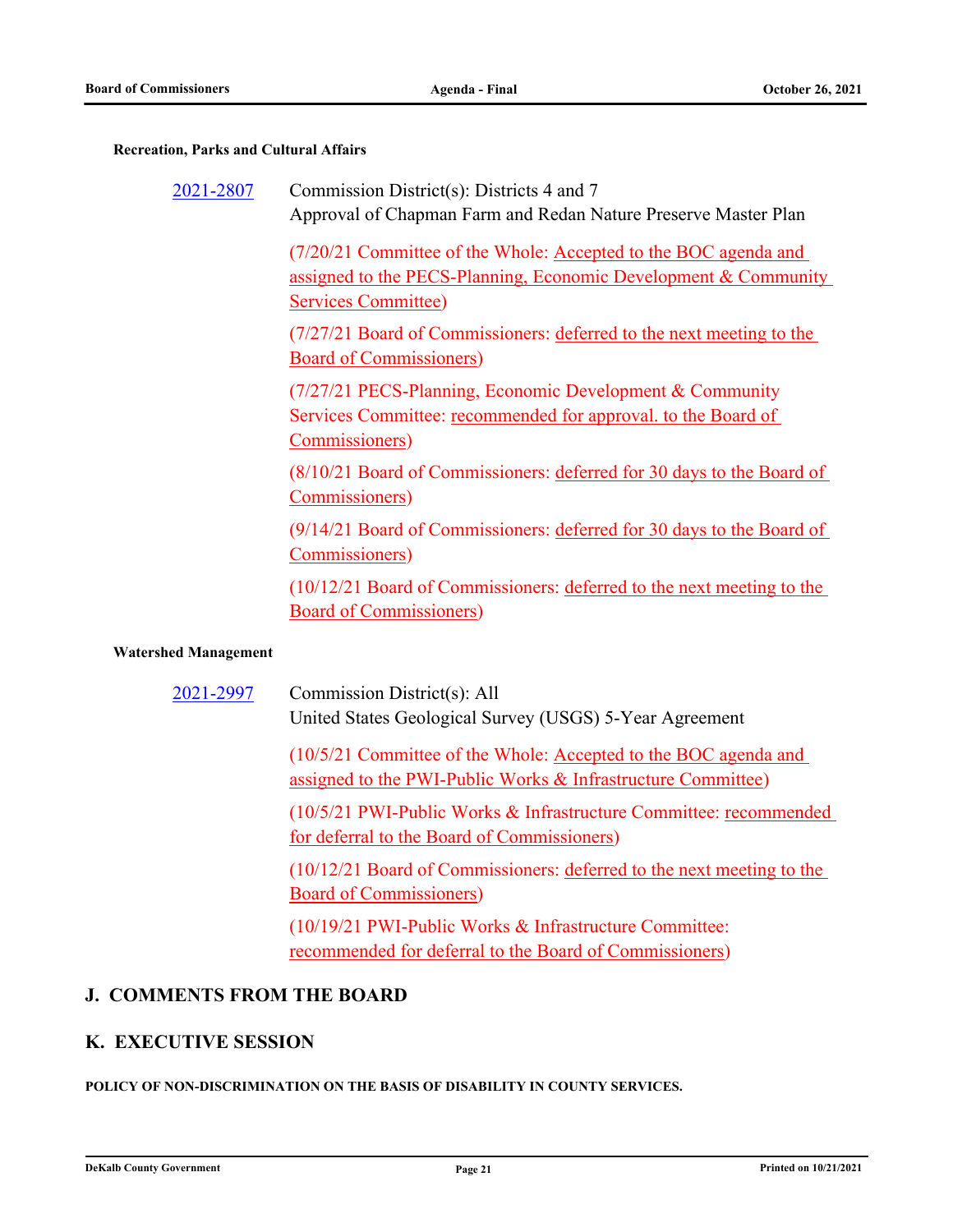**Recreation, Parks and Cultural Affairs**

2021-2807 Commission District(s): Districts 4 and 7
Approval of Chapman Farm and Redan Nature Preserve Master Plan

(7/20/21 Committee of the Whole: Accepted to the BOC agenda and assigned to the PECS-Planning, Economic Development & Community Services Committee)

(7/27/21 Board of Commissioners: deferred to the next meeting to the Board of Commissioners)

(7/27/21 PECS-Planning, Economic Development & Community Services Committee: recommended for approval. to the Board of Commissioners)

(8/10/21 Board of Commissioners: deferred for 30 days to the Board of Commissioners)

(9/14/21 Board of Commissioners: deferred for 30 days to the Board of Commissioners)

(10/12/21 Board of Commissioners: deferred to the next meeting to the Board of Commissioners)

**Watershed Management**

2021-2997 Commission District(s): All
United States Geological Survey (USGS) 5-Year Agreement

(10/5/21 Committee of the Whole: Accepted to the BOC agenda and assigned to the PWI-Public Works & Infrastructure Committee)

(10/5/21 PWI-Public Works & Infrastructure Committee: recommended for deferral to the Board of Commissioners)

(10/12/21 Board of Commissioners: deferred to the next meeting to the Board of Commissioners)

(10/19/21 PWI-Public Works & Infrastructure Committee: recommended for deferral to the Board of Commissioners)

## J. COMMENTS FROM THE BOARD

## K. EXECUTIVE SESSION

**POLICY OF NON-DISCRIMINATION ON THE BASIS OF DISABILITY IN COUNTY SERVICES.**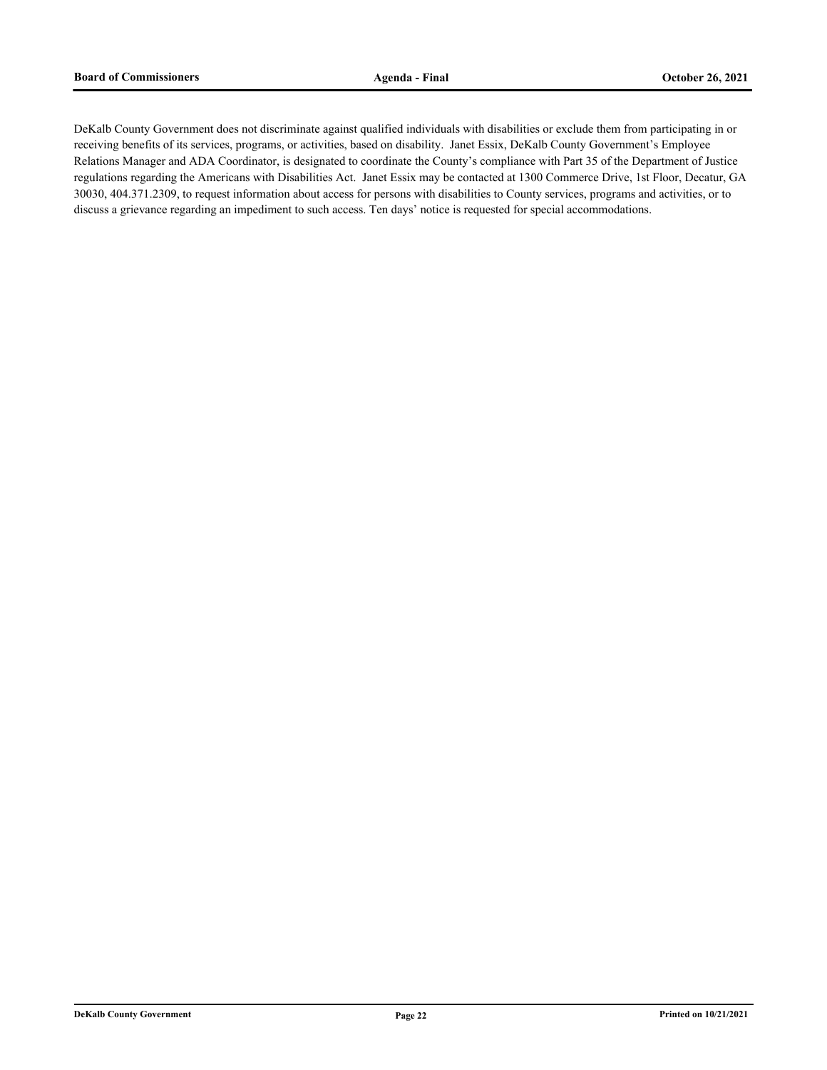DeKalb County Government does not discriminate against qualified individuals with disabilities or exclude them from participating in or receiving benefits of its services, programs, or activities, based on disability. Janet Essix, DeKalb County Government's Employee Relations Manager and ADA Coordinator, is designated to coordinate the County's compliance with Part 35 of the Department of Justice regulations regarding the Americans with Disabilities Act. Janet Essix may be contacted at 1300 Commerce Drive, 1st Floor, Decatur, GA 30030, 404.371.2309, to request information about access for persons with disabilities to County services, programs and activities, or to discuss a grievance regarding an impediment to such access. Ten days' notice is requested for special accommodations.